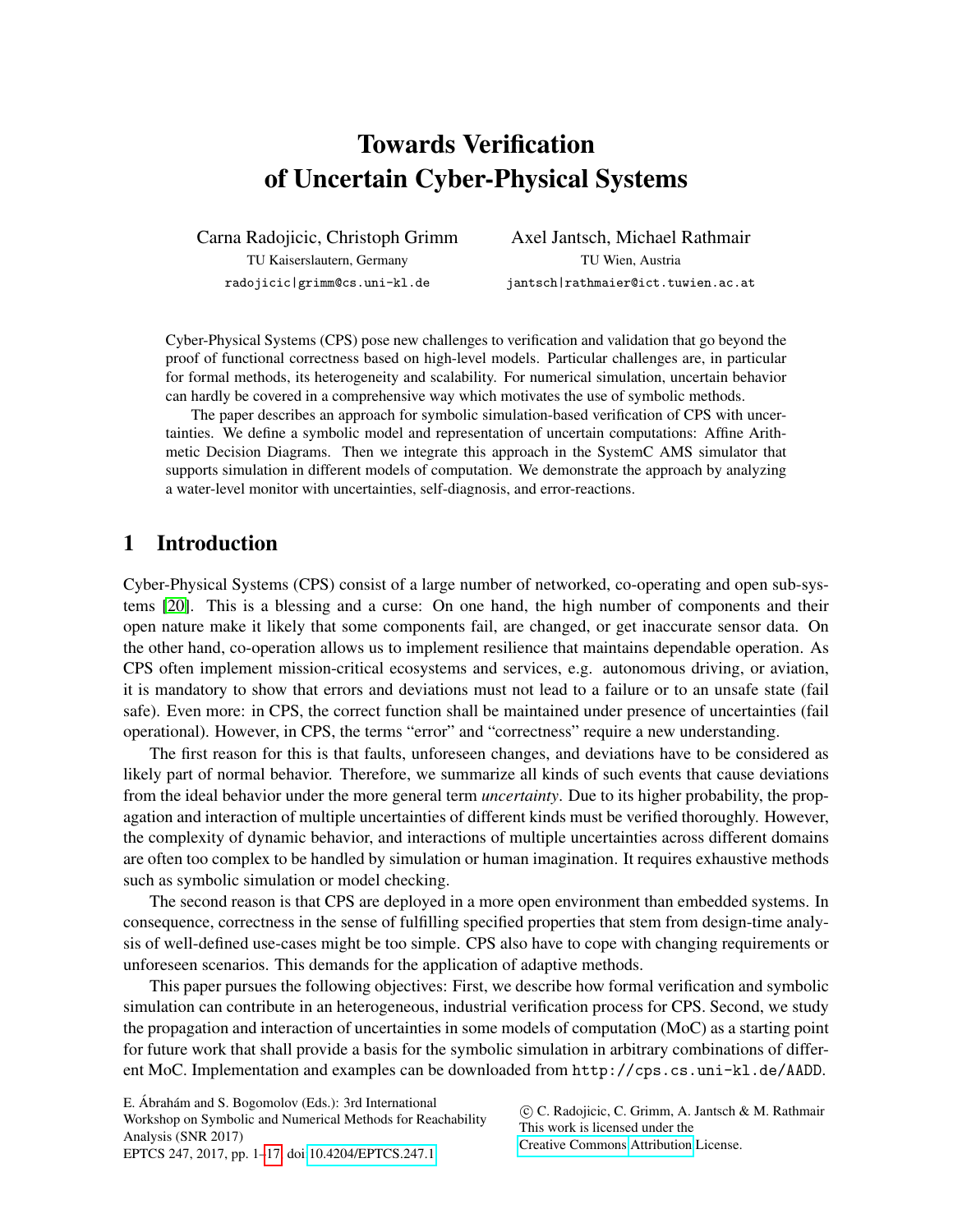# Towards Verification of Uncertain Cyber-Physical Systems

Carna Radojicic, Christoph Grimm
TU Kaiserslautern, Germany
radojicic|grimm@cs.uni-kl.de

Axel Jantsch, Michael Rathmair
TU Wien, Austria
jantsch|rathmaier@ict.tuwien.ac.at

Cyber-Physical Systems (CPS) pose new challenges to verification and validation that go beyond the proof of functional correctness based on high-level models. Particular challenges are, in particular for formal methods, its heterogeneity and scalability. For numerical simulation, uncertain behavior can hardly be covered in a comprehensive way which motivates the use of symbolic methods.

The paper describes an approach for symbolic simulation-based verification of CPS with uncertainties. We define a symbolic model and representation of uncertain computations: Affine Arithmetic Decision Diagrams. Then we integrate this approach in the SystemC AMS simulator that supports simulation in different models of computation. We demonstrate the approach by analyzing a water-level monitor with uncertainties, self-diagnosis, and error-reactions.

## 1 Introduction

Cyber-Physical Systems (CPS) consist of a large number of networked, co-operating and open sub-systems [20]. This is a blessing and a curse: On one hand, the high number of components and their open nature make it likely that some components fail, are changed, or get inaccurate sensor data. On the other hand, co-operation allows us to implement resilience that maintains dependable operation. As CPS often implement mission-critical ecosystems and services, e.g. autonomous driving, or aviation, it is mandatory to show that errors and deviations must not lead to a failure or to an unsafe state (fail safe). Even more: in CPS, the correct function shall be maintained under presence of uncertainties (fail operational). However, in CPS, the terms "error" and "correctness" require a new understanding.

The first reason for this is that faults, unforeseen changes, and deviations have to be considered as likely part of normal behavior. Therefore, we summarize all kinds of such events that cause deviations from the ideal behavior under the more general term *uncertainty*. Due to its higher probability, the propagation and interaction of multiple uncertainties of different kinds must be verified thoroughly. However, the complexity of dynamic behavior, and interactions of multiple uncertainties across different domains are often too complex to be handled by simulation or human imagination. It requires exhaustive methods such as symbolic simulation or model checking.

The second reason is that CPS are deployed in a more open environment than embedded systems. In consequence, correctness in the sense of fulfilling specified properties that stem from design-time analysis of well-defined use-cases might be too simple. CPS also have to cope with changing requirements or unforeseen scenarios. This demands for the application of adaptive methods.

This paper pursues the following objectives: First, we describe how formal verification and symbolic simulation can contribute in an heterogeneous, industrial verification process for CPS. Second, we study the propagation and interaction of uncertainties in some models of computation (MoC) as a starting point for future work that shall provide a basis for the symbolic simulation in arbitrary combinations of different MoC. Implementation and examples can be downloaded from http://cps.cs.uni-kl.de/AADD.

E. Ábrahám and S. Bogomolov (Eds.): 3rd International Workshop on Symbolic and Numerical Methods for Reachability Analysis (SNR 2017)
EPTCS 247, 2017, pp. 1–17, doi:10.4204/EPTCS.247.1

© C. Radojicic, C. Grimm, A. Jantsch & M. Rathmair
This work is licensed under the Creative Commons Attribution License.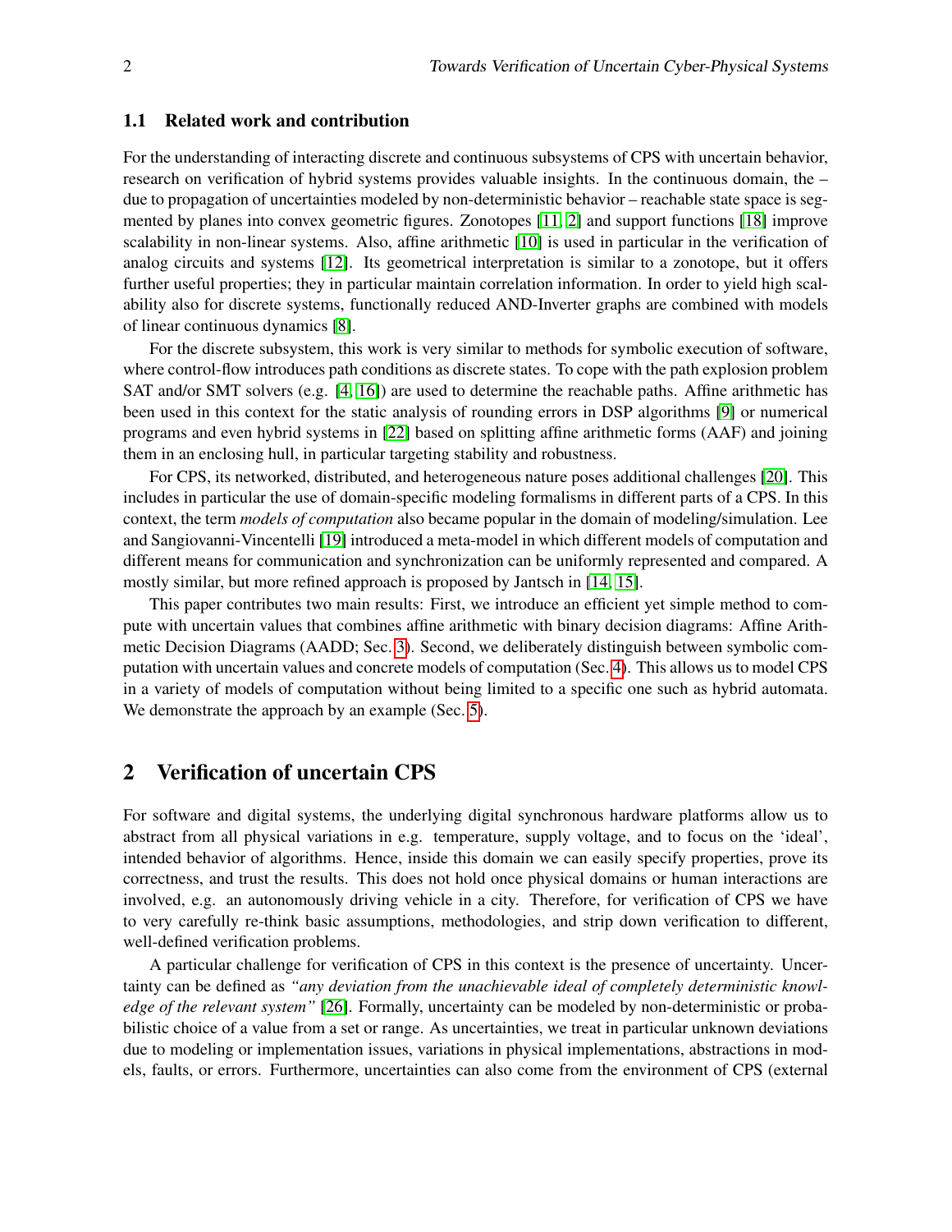### 1.1 Related work and contribution

For the understanding of interacting discrete and continuous subsystems of CPS with uncertain behavior, research on verification of hybrid systems provides valuable insights. In the continuous domain, the – due to propagation of uncertainties modeled by non-deterministic behavior – reachable state space is segmented by planes into convex geometric figures. Zonotopes [11, 2] and support functions [18] improve scalability in non-linear systems. Also, affine arithmetic [10] is used in particular in the verification of analog circuits and systems [12]. Its geometrical interpretation is similar to a zonotope, but it offers further useful properties; they in particular maintain correlation information. In order to yield high scalability also for discrete systems, functionally reduced AND-Inverter graphs are combined with models of linear continuous dynamics [8].

For the discrete subsystem, this work is very similar to methods for symbolic execution of software, where control-flow introduces path conditions as discrete states. To cope with the path explosion problem SAT and/or SMT solvers (e.g. [4, 16]) are used to determine the reachable paths. Affine arithmetic has been used in this context for the static analysis of rounding errors in DSP algorithms [9] or numerical programs and even hybrid systems in [22] based on splitting affine arithmetic forms (AAF) and joining them in an enclosing hull, in particular targeting stability and robustness.

For CPS, its networked, distributed, and heterogeneous nature poses additional challenges [20]. This includes in particular the use of domain-specific modeling formalisms in different parts of a CPS. In this context, the term *models of computation* also became popular in the domain of modeling/simulation. Lee and Sangiovanni-Vincentelli [19] introduced a meta-model in which different models of computation and different means for communication and synchronization can be uniformly represented and compared. A mostly similar, but more refined approach is proposed by Jantsch in [14, 15].

This paper contributes two main results: First, we introduce an efficient yet simple method to compute with uncertain values that combines affine arithmetic with binary decision diagrams: Affine Arithmetic Decision Diagrams (AADD; Sec. 3). Second, we deliberately distinguish between symbolic computation with uncertain values and concrete models of computation (Sec. 4). This allows us to model CPS in a variety of models of computation without being limited to a specific one such as hybrid automata. We demonstrate the approach by an example (Sec. 5).

## 2 Verification of uncertain CPS

For software and digital systems, the underlying digital synchronous hardware platforms allow us to abstract from all physical variations in e.g. temperature, supply voltage, and to focus on the 'ideal', intended behavior of algorithms. Hence, inside this domain we can easily specify properties, prove its correctness, and trust the results. This does not hold once physical domains or human interactions are involved, e.g. an autonomously driving vehicle in a city. Therefore, for verification of CPS we have to very carefully re-think basic assumptions, methodologies, and strip down verification to different, well-defined verification problems.

A particular challenge for verification of CPS in this context is the presence of uncertainty. Uncertainty can be defined as *"any deviation from the unachievable ideal of completely deterministic knowledge of the relevant system"* [26]. Formally, uncertainty can be modeled by non-deterministic or probabilistic choice of a value from a set or range. As uncertainties, we treat in particular unknown deviations due to modeling or implementation issues, variations in physical implementations, abstractions in models, faults, or errors. Furthermore, uncertainties can also come from the environment of CPS (external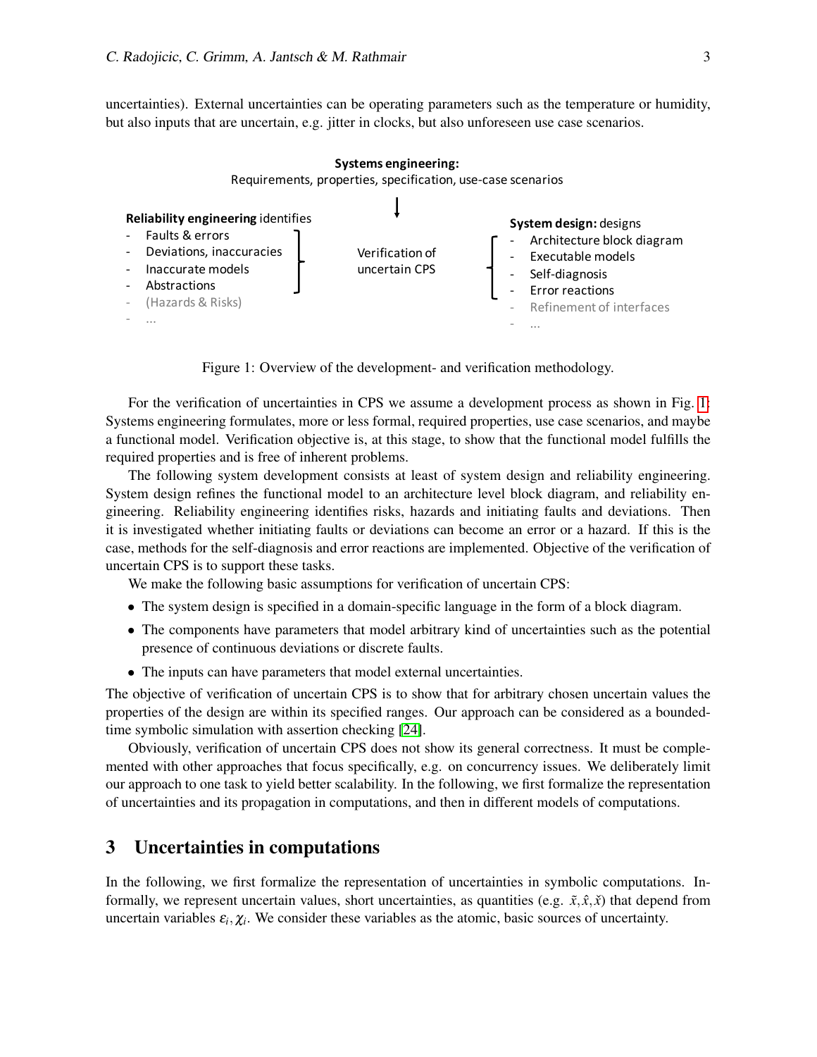uncertainties). External uncertainties can be operating parameters such as the temperature or humidity, but also inputs that are uncertain, e.g. jitter in clocks, but also unforeseen use case scenarios.

**Systems engineering:**
Requirements, properties, specification, use-case scenarios

**Reliability engineering** identifies
- Faults & errors
- Deviations, inaccuracies
- Inaccurate models
- Abstractions
- (Hazards & Risks)
- ...

Verification of uncertain CPS

**System design:** designs
- Architecture block diagram
- Executable models
- Self-diagnosis
- Error reactions
- Refinement of interfaces
- ...

Figure 1: Overview of the development- and verification methodology.

For the verification of uncertainties in CPS we assume a development process as shown in Fig. 1: Systems engineering formulates, more or less formal, required properties, use case scenarios, and maybe a functional model. Verification objective is, at this stage, to show that the functional model fulfills the required properties and is free of inherent problems.

The following system development consists at least of system design and reliability engineering. System design refines the functional model to an architecture level block diagram, and reliability engineering. Reliability engineering identifies risks, hazards and initiating faults and deviations. Then it is investigated whether initiating faults or deviations can become an error or a hazard. If this is the case, methods for the self-diagnosis and error reactions are implemented. Objective of the verification of uncertain CPS is to support these tasks.

We make the following basic assumptions for verification of uncertain CPS:

- The system design is specified in a domain-specific language in the form of a block diagram.
- The components have parameters that model arbitrary kind of uncertainties such as the potential presence of continuous deviations or discrete faults.
- The inputs can have parameters that model external uncertainties.

The objective of verification of uncertain CPS is to show that for arbitrary chosen uncertain values the properties of the design are within its specified ranges. Our approach can be considered as a bounded-time symbolic simulation with assertion checking [24].

Obviously, verification of uncertain CPS does not show its general correctness. It must be complemented with other approaches that focus specifically, e.g. on concurrency issues. We deliberately limit our approach to one task to yield better scalability. In the following, we first formalize the representation of uncertainties and its propagation in computations, and then in different models of computations.

# 3 Uncertainties in computations

In the following, we first formalize the representation of uncertainties in symbolic computations. Informally, we represent uncertain values, short uncertainties, as quantities (e.g. $\tilde{x}, \hat{x}, \check{x}$) that depend from uncertain variables $\varepsilon_i, \chi_i$. We consider these variables as the atomic, basic sources of uncertainty.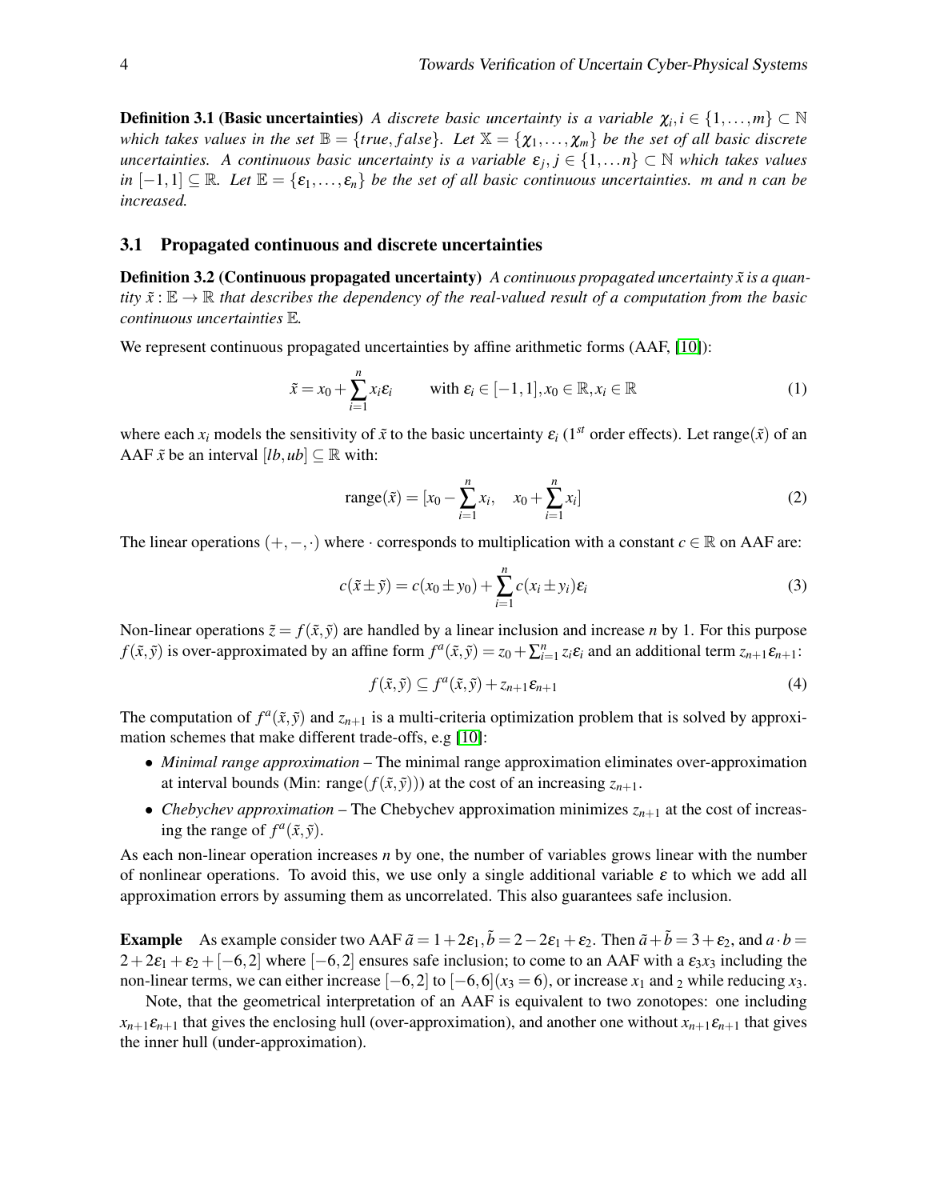**Definition 3.1 (Basic uncertainties)** *A discrete basic uncertainty is a variable $\chi_i, i \in \{1,\ldots,m\} \subset \mathbb{N}$ which takes values in the set $\mathbb{B} = \{true, false\}$. Let $\mathbb{X} = \{\chi_1,\ldots,\chi_m\}$ be the set of all basic discrete uncertainties. A continuous basic uncertainty is a variable $\varepsilon_j, j \in \{1,\ldots n\} \subset \mathbb{N}$ which takes values in $[-1,1] \subseteq \mathbb{R}$. Let $\mathbb{E} = \{\varepsilon_1,\ldots,\varepsilon_n\}$ be the set of all basic continuous uncertainties. m and n can be increased.*

### 3.1 Propagated continuous and discrete uncertainties

**Definition 3.2 (Continuous propagated uncertainty)** *A continuous propagated uncertainty $\tilde{x}$ is a quantity $\tilde{x} : \mathbb{E} \to \mathbb{R}$ that describes the dependency of the real-valued result of a computation from the basic continuous uncertainties $\mathbb{E}$.*

We represent continuous propagated uncertainties by affine arithmetic forms (AAF, [10]):

$$\tilde{x} = x_0 + \sum_{i=1}^{n} x_i \varepsilon_i \qquad \text{with } \varepsilon_i \in [-1,1], x_0 \in \mathbb{R}, x_i \in \mathbb{R} \tag{1}$$

where each $x_i$ models the sensitivity of $\tilde{x}$ to the basic uncertainty $\varepsilon_i$ ($1^{st}$ order effects). Let range($\tilde{x}$) of an AAF $\tilde{x}$ be an interval $[lb, ub] \subseteq \mathbb{R}$ with:

$$\text{range}(\tilde{x}) = [x_0 - \sum_{i=1}^{n} x_i, \quad x_0 + \sum_{i=1}^{n} x_i] \tag{2}$$

The linear operations $(+,-,\cdot)$ where $\cdot$ corresponds to multiplication with a constant $c \in \mathbb{R}$ on AAF are:

$$c(\tilde{x} \pm \tilde{y}) = c(x_0 \pm y_0) + \sum_{i=1}^{n} c(x_i \pm y_i)\varepsilon_i \tag{3}$$

Non-linear operations $\tilde{z} = f(\tilde{x},\tilde{y})$ are handled by a linear inclusion and increase $n$ by 1. For this purpose $f(\tilde{x},\tilde{y})$ is over-approximated by an affine form $f^a(\tilde{x},\tilde{y}) = z_0 + \sum_{i=1}^{n} z_i \varepsilon_i$ and an additional term $z_{n+1}\varepsilon_{n+1}$:

$$f(\tilde{x},\tilde{y}) \subseteq f^a(\tilde{x},\tilde{y}) + z_{n+1}\varepsilon_{n+1} \tag{4}$$

The computation of $f^a(\tilde{x},\tilde{y})$ and $z_{n+1}$ is a multi-criteria optimization problem that is solved by approximation schemes that make different trade-offs, e.g [10]:

- *Minimal range approximation* – The minimal range approximation eliminates over-approximation at interval bounds (Min: range($f(\tilde{x},\tilde{y})$)) at the cost of an increasing $z_{n+1}$.
- *Chebychev approximation* – The Chebychev approximation minimizes $z_{n+1}$ at the cost of increasing the range of $f^a(\tilde{x},\tilde{y})$.

As each non-linear operation increases $n$ by one, the number of variables grows linear with the number of nonlinear operations. To avoid this, we use only a single additional variable $\varepsilon$ to which we add all approximation errors by assuming them as uncorrelated. This also guarantees safe inclusion.

**Example** As example consider two AAF $\tilde{a} = 1 + 2\varepsilon_1, \tilde{b} = 2 - 2\varepsilon_1 + \varepsilon_2$. Then $\tilde{a} + \tilde{b} = 3 + \varepsilon_2$, and $a \cdot b = 2 + 2\varepsilon_1 + \varepsilon_2 + [-6,2]$ where $[-6,2]$ ensures safe inclusion; to come to an AAF with a $\varepsilon_3 x_3$ including the non-linear terms, we can either increase $[-6,2]$ to $[-6,6](x_3 = 6)$, or increase $x_1$ and $_2$ while reducing $x_3$.

Note, that the geometrical interpretation of an AAF is equivalent to two zonotopes: one including $x_{n+1}\varepsilon_{n+1}$ that gives the enclosing hull (over-approximation), and another one without $x_{n+1}\varepsilon_{n+1}$ that gives the inner hull (under-approximation).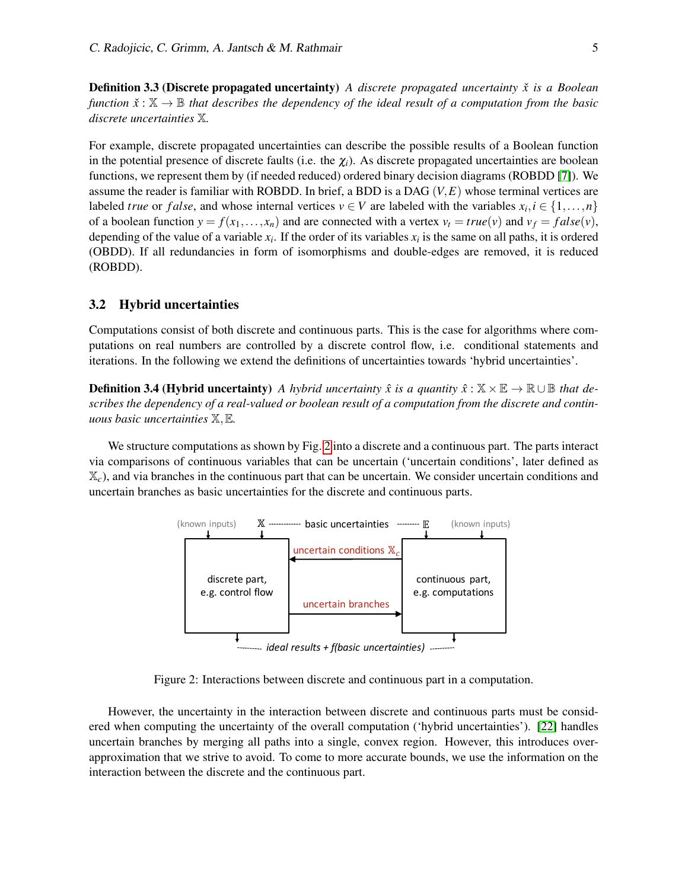**Definition 3.3 (Discrete propagated uncertainty)** *A discrete propagated uncertainty $\check{x}$ is a Boolean function $\check{x} : \mathbb{X} \to \mathbb{B}$ that describes the dependency of the ideal result of a computation from the basic discrete uncertainties $\mathbb{X}$.*

For example, discrete propagated uncertainties can describe the possible results of a Boolean function in the potential presence of discrete faults (i.e. the $\chi_i$). As discrete propagated uncertainties are boolean functions, we represent them by (if needed reduced) ordered binary decision diagrams (ROBDD [7]). We assume the reader is familiar with ROBDD. In brief, a BDD is a DAG $(V,E)$ whose terminal vertices are labeled $true$ or $false$, and whose internal vertices $v \in V$ are labeled with the variables $x_i, i \in \{1,\ldots,n\}$ of a boolean function $y = f(x_1,\ldots,x_n)$ and are connected with a vertex $v_t = true(v)$ and $v_f = false(v)$, depending of the value of a variable $x_i$. If the order of its variables $x_i$ is the same on all paths, it is ordered (OBDD). If all redundancies in form of isomorphisms and double-edges are removed, it is reduced (ROBDD).

## 3.2 Hybrid uncertainties

Computations consist of both discrete and continuous parts. This is the case for algorithms where computations on real numbers are controlled by a discrete control flow, i.e. conditional statements and iterations. In the following we extend the definitions of uncertainties towards 'hybrid uncertainties'.

**Definition 3.4 (Hybrid uncertainty)** *A hybrid uncertainty $\hat{x}$ is a quantity $\hat{x} : \mathbb{X} \times \mathbb{E} \to \mathbb{R} \cup \mathbb{B}$ that describes the dependency of a real-valued or boolean result of a computation from the discrete and continuous basic uncertainties $\mathbb{X}, \mathbb{E}$.*

We structure computations as shown by Fig. 2 into a discrete and a continuous part. The parts interact via comparisons of continuous variables that can be uncertain ('uncertain conditions', later defined as $\mathbb{X}_c$), and via branches in the continuous part that can be uncertain. We consider uncertain conditions and uncertain branches as basic uncertainties for the discrete and continuous parts.

Figure 2: Interactions between discrete and continuous part in a computation.

However, the uncertainty in the interaction between discrete and continuous parts must be considered when computing the uncertainty of the overall computation ('hybrid uncertainties'). [22] handles uncertain branches by merging all paths into a single, convex region. However, this introduces over-approximation that we strive to avoid. To come to more accurate bounds, we use the information on the interaction between the discrete and the continuous part.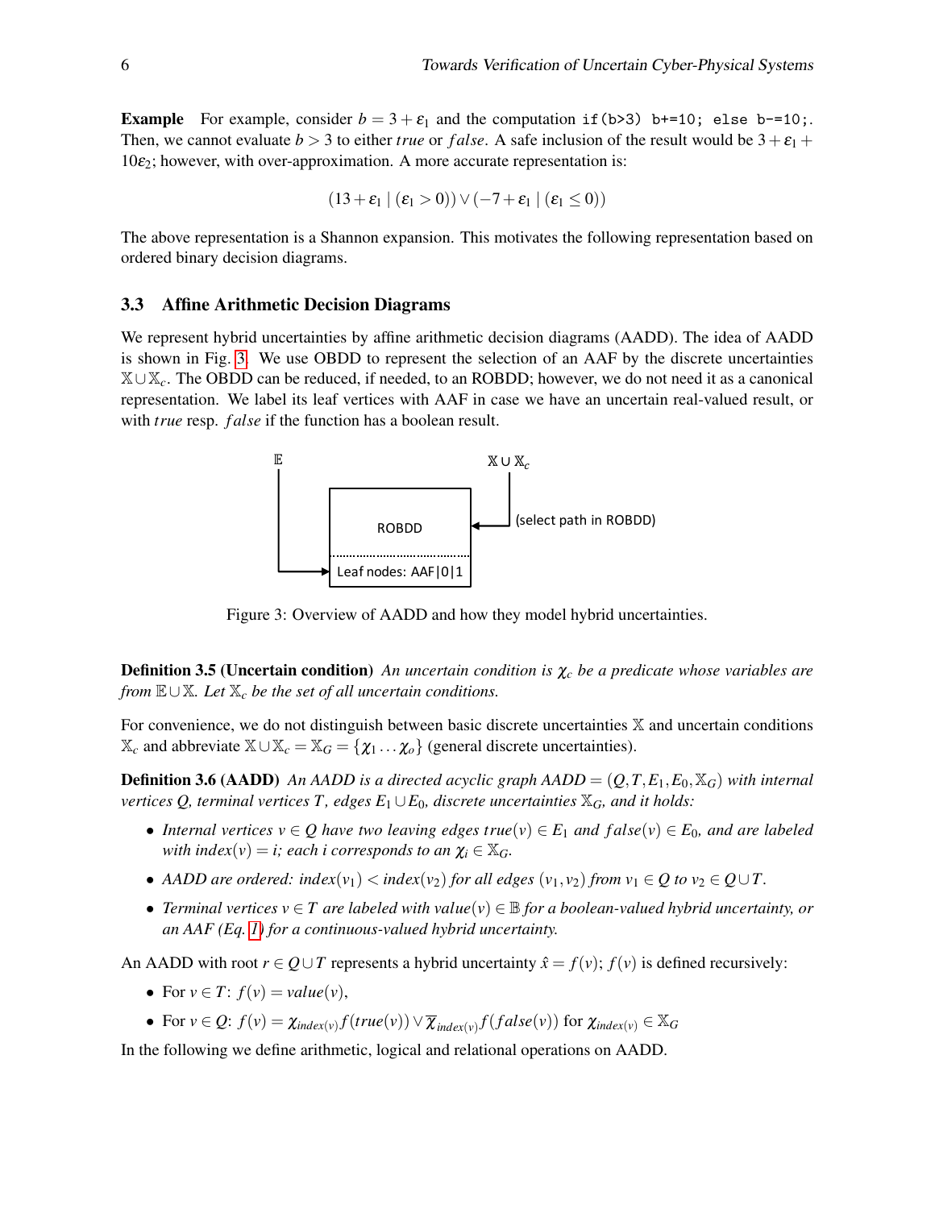**Example** For example, consider $b = 3 + \varepsilon_1$ and the computation `if(b>3) b+=10; else b-=10;`. Then, we cannot evaluate $b > 3$ to either *true* or *false*. A safe inclusion of the result would be $3 + \varepsilon_1 + 10\varepsilon_2$; however, with over-approximation. A more accurate representation is:

$$(13 + \varepsilon_1 \mid (\varepsilon_1 > 0)) \vee (-7 + \varepsilon_1 \mid (\varepsilon_1 \leq 0))$$

The above representation is a Shannon expansion. This motivates the following representation based on ordered binary decision diagrams.

### 3.3 Affine Arithmetic Decision Diagrams

We represent hybrid uncertainties by affine arithmetic decision diagrams (AADD). The idea of AADD is shown in Fig. 3. We use OBDD to represent the selection of an AAF by the discrete uncertainties $\mathbb{X} \cup \mathbb{X}_c$. The OBDD can be reduced, if needed, to an ROBDD; however, we do not need it as a canonical representation. We label its leaf vertices with AAF in case we have an uncertain real-valued result, or with *true* resp. *false* if the function has a boolean result.

Figure 3: Overview of AADD and how they model hybrid uncertainties.

**Definition 3.5 (Uncertain condition)** *An uncertain condition is $\chi_c$ be a predicate whose variables are from $\mathbb{E} \cup \mathbb{X}$. Let $\mathbb{X}_c$ be the set of all uncertain conditions.*

For convenience, we do not distinguish between basic discrete uncertainties $\mathbb{X}$ and uncertain conditions $\mathbb{X}_c$ and abbreviate $\mathbb{X} \cup \mathbb{X}_c = \mathbb{X}_G = \{\chi_1 \dots \chi_o\}$ (general discrete uncertainties).

**Definition 3.6 (AADD)** *An AADD is a directed acyclic graph $AADD = (Q, T, E_1, E_0, \mathbb{X}_G)$ with internal vertices $Q$, terminal vertices $T$, edges $E_1 \cup E_0$, discrete uncertainties $\mathbb{X}_G$, and it holds:*

- *Internal vertices $v \in Q$ have two leaving edges $true(v) \in E_1$ and $false(v) \in E_0$, and are labeled with $index(v) = i$; each $i$ corresponds to an $\chi_i \in \mathbb{X}_G$.*
- *AADD are ordered: $index(v_1) < index(v_2)$ for all edges $(v_1, v_2)$ from $v_1 \in Q$ to $v_2 \in Q \cup T$.*
- *Terminal vertices $v \in T$ are labeled with $value(v) \in \mathbb{B}$ for a boolean-valued hybrid uncertainty, or an AAF (Eq. 1) for a continuous-valued hybrid uncertainty.*

An AADD with root $r \in Q \cup T$ represents a hybrid uncertainty $\hat{x} = f(v)$; $f(v)$ is defined recursively:

- For $v \in T$: $f(v) = value(v)$,
- For $v \in Q$: $f(v) = \chi_{index(v)} f(true(v)) \vee \overline{\chi}_{index(v)} f(false(v))$ for $\chi_{index(v)} \in \mathbb{X}_G$

In the following we define arithmetic, logical and relational operations on AADD.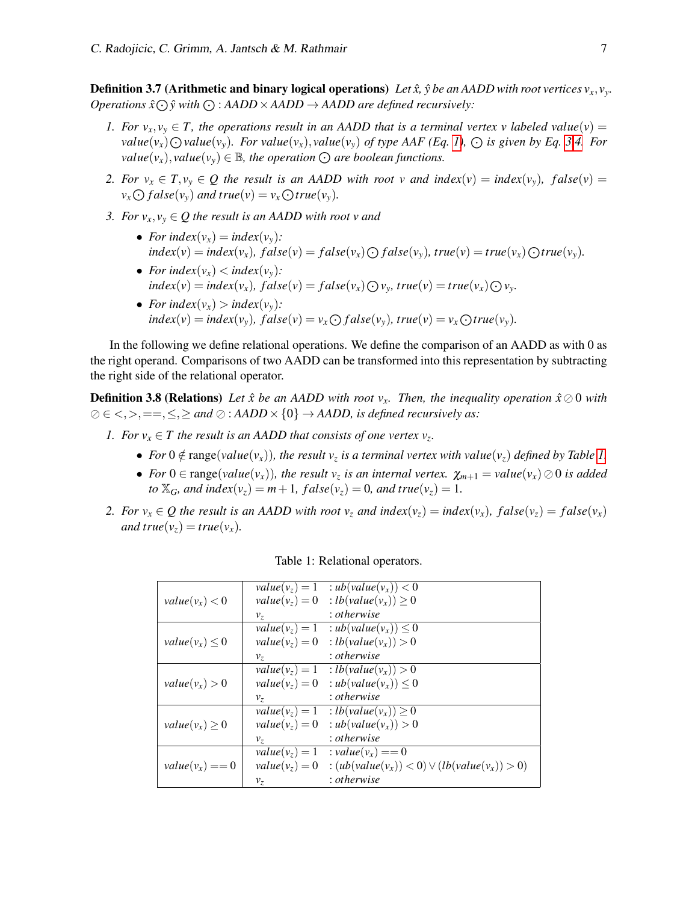**Definition 3.7 (Arithmetic and binary logical operations)** *Let $\hat{x}$, $\hat{y}$ be an AADD with root vertices $v_x, v_y$. Operations $\hat{x} \odot \hat{y}$ with $\odot : AADD \times AADD \rightarrow AADD$ are defined recursively:*

1. *For $v_x, v_y \in T$, the operations result in an AADD that is a terminal vertex $v$ labeled $value(v) = value(v_x) \odot value(v_y)$. For $value(v_x), value(v_y)$ of type AAF (Eq. 1), $\odot$ is given by Eq. 3-4. For $value(v_x), value(v_y) \in \mathbb{B}$, the operation $\odot$ are boolean functions.*
2. *For $v_x \in T, v_y \in Q$ the result is an AADD with root $v$ and $index(v) = index(v_y)$, $false(v) = v_x \odot false(v_y)$ and $true(v) = v_x \odot true(v_y)$.*
3. *For $v_x, v_y \in Q$ the result is an AADD with root $v$ and*
   - *For $index(v_x) = index(v_y)$:*
     *$index(v) = index(v_x)$, $false(v) = false(v_x) \odot false(v_y)$, $true(v) = true(v_x) \odot true(v_y)$.*
   - *For $index(v_x) < index(v_y)$:*
     *$index(v) = index(v_x)$, $false(v) = false(v_x) \odot v_y$, $true(v) = true(v_x) \odot v_y$.*
   - *For $index(v_x) > index(v_y)$:*
     *$index(v) = index(v_y)$, $false(v) = v_x \odot false(v_y)$, $true(v) = v_x \odot true(v_y)$.*

In the following we define relational operations. We define the comparison of an AADD as with 0 as the right operand. Comparisons of two AADD can be transformed into this representation by subtracting the right side of the relational operator.

**Definition 3.8 (Relations)** *Let $\hat{x}$ be an AADD with root $v_x$. Then, the inequality operation $\hat{x} \oslash 0$ with $\oslash \in <, >, ==, \leq, \geq$ and $\oslash : AADD \times \{0\} \rightarrow AADD$, is defined recursively as:*

1. *For $v_x \in T$ the result is an AADD that consists of one vertex $v_z$.*
   - *For $0 \notin \text{range}(value(v_x))$, the result $v_z$ is a terminal vertex with $value(v_z)$ defined by Table 1.*
   - *For $0 \in \text{range}(value(v_x))$, the result $v_z$ is an internal vertex. $\chi_{m+1} = value(v_x) \oslash 0$ is added to $\mathbb{X}_G$, and $index(v_z) = m+1$, $false(v_z) = 0$, and $true(v_z) = 1$.*
2. *For $v_x \in Q$ the result is an AADD with root $v_z$ and $index(v_z) = index(v_x)$, $false(v_z) = false(v_x)$ and $true(v_z) = true(v_x)$.*

Table 1: Relational operators.

| | | |
|---|---|---|
| $value(v_x) < 0$ | $value(v_z) = 1$ | $: ub(value(v_x)) < 0$ |
| | $value(v_z) = 0$ | $: lb(value(v_x)) \geq 0$ |
| | $v_z$ | $: otherwise$ |
| $value(v_x) \leq 0$ | $value(v_z) = 1$ | $: ub(value(v_x)) \leq 0$ |
| | $value(v_z) = 0$ | $: lb(value(v_x)) > 0$ |
| | $v_z$ | $: otherwise$ |
| $value(v_x) > 0$ | $value(v_z) = 1$ | $: lb(value(v_x)) > 0$ |
| | $value(v_z) = 0$ | $: ub(value(v_x)) \leq 0$ |
| | $v_z$ | $: otherwise$ |
| $value(v_x) \geq 0$ | $value(v_z) = 1$ | $: lb(value(v_x)) \geq 0$ |
| | $value(v_z) = 0$ | $: ub(value(v_x)) > 0$ |
| | $v_z$ | $: otherwise$ |
| $value(v_x) == 0$ | $value(v_z) = 1$ | $: value(v_x) == 0$ |
| | $value(v_z) = 0$ | $: (ub(value(v_x)) < 0) \vee (lb(value(v_x)) > 0)$ |
| | $v_z$ | $: otherwise$ |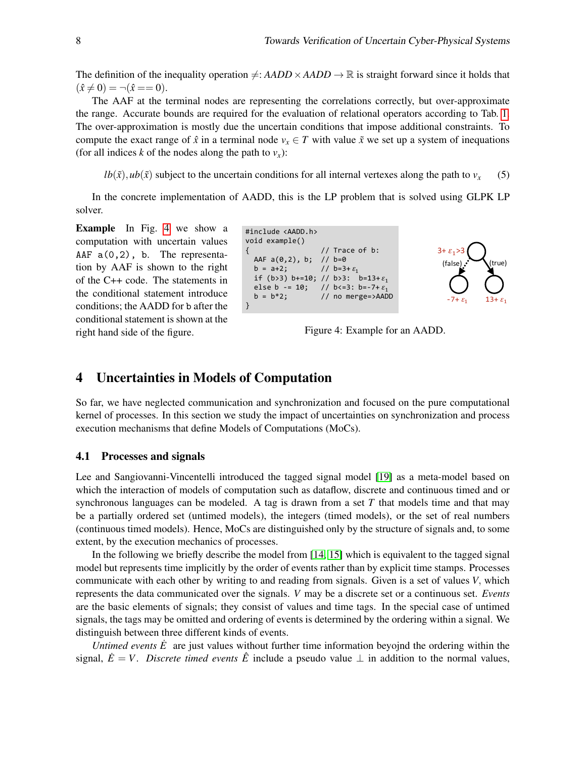The definition of the inequality operation $\neq$: $AADD \times AADD \rightarrow \mathbb{R}$ is straight forward since it holds that $(\hat{x} \neq 0) = \neg(\hat{x} == 0)$.

The AAF at the terminal nodes are representing the correlations correctly, but over-approximate the range. Accurate bounds are required for the evaluation of relational operators according to Tab. 1. The over-approximation is mostly due the uncertain conditions that impose additional constraints. To compute the exact range of $\hat{x}$ in a terminal node $v_x \in T$ with value $\tilde{x}$ we set up a system of inequations (for all indices $k$ of the nodes along the path to $v_x$):

$$lb(\tilde{x}), ub(\tilde{x}) \text{ subject to the uncertain conditions for all internal vertexes along the path to } v_x \qquad (5)$$

In the concrete implementation of AADD, this is the LP problem that is solved using GLPK LP solver.

**Example** In Fig. 4 we show a computation with uncertain values `AAF a(0,2), b`. The representation by AAF is shown to the right of the C++ code. The statements in the conditional statement introduce conditions; the AADD for `b` after the conditional statement is shown at the right hand side of the figure.

```
#include <AADD.h>
void example()
{                       // Trace of b:
  AAF a(0,2), b;        // b=0
  b = a+2;              // b=3+ε1
  if (b>3) b+=10;       // b>3:  b=13+ε1
  else b -= 10;         // b<=3: b=-7+ε1
  b = b*2;              // no merge=>AADD
}
```

Figure 4: Example for an AADD.

## 4 Uncertainties in Models of Computation

So far, we have neglected communication and synchronization and focused on the pure computational kernel of processes. In this section we study the impact of uncertainties on synchronization and process execution mechanisms that define Models of Computations (MoCs).

### 4.1 Processes and signals

Lee and Sangiovanni-Vincentelli introduced the tagged signal model [19] as a meta-model based on which the interaction of models of computation such as dataflow, discrete and continuous timed and or synchronous languages can be modeled. A tag is drawn from a set $T$ that models time and that may be a partially ordered set (untimed models), the integers (timed models), or the set of real numbers (continuous timed models). Hence, MoCs are distinguished only by the structure of signals and, to some extent, by the execution mechanics of processes.

In the following we briefly describe the model from [14, 15] which is equivalent to the tagged signal model but represents time implicitly by the order of events rather than by explicit time stamps. Processes communicate with each other by writing to and reading from signals. Given is a set of values $V$, which represents the data communicated over the signals. $V$ may be a discrete set or a continuous set. *Events* are the basic elements of signals; they consist of values and time tags. In the special case of untimed signals, the tags may be omitted and ordering of events is determined by the ordering within a signal. We distinguish between three different kinds of events.

*Untimed events* $\dot{E}$ are just values without further time information beyojnd the ordering within the signal, $\dot{E} = V$. *Discrete timed events* $\hat{E}$ include a pseudo value $\perp$ in addition to the normal values,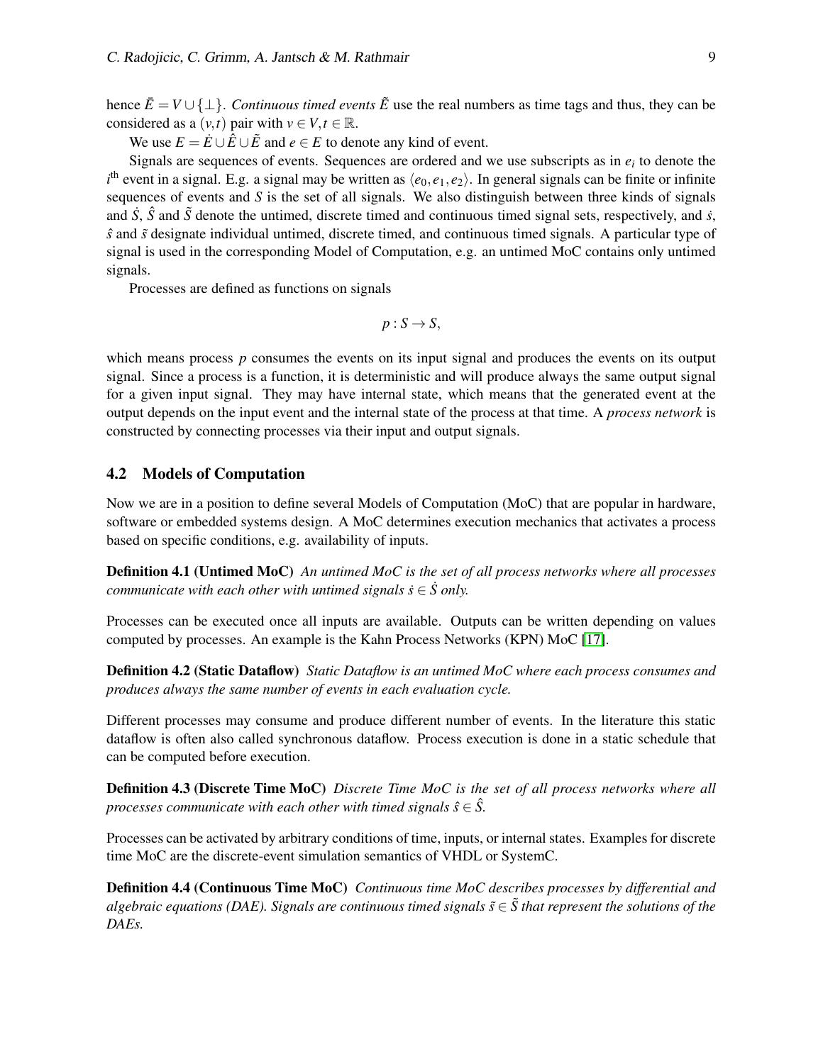hence $\bar{E} = V \cup \{\perp\}$. *Continuous timed events* $\tilde{E}$ use the real numbers as time tags and thus, they can be considered as a $(v,t)$ pair with $v \in V, t \in \mathbb{R}$.

We use $E = \dot{E} \cup \hat{E} \cup \tilde{E}$ and $e \in E$ to denote any kind of event.

Signals are sequences of events. Sequences are ordered and we use subscripts as in $e_i$ to denote the $i^{\text{th}}$ event in a signal. E.g. a signal may be written as $\langle e_0, e_1, e_2 \rangle$. In general signals can be finite or infinite sequences of events and $S$ is the set of all signals. We also distinguish between three kinds of signals and $\dot{S}$, $\hat{S}$ and $\tilde{S}$ denote the untimed, discrete timed and continuous timed signal sets, respectively, and $\dot{s}$, $\hat{s}$ and $\tilde{s}$ designate individual untimed, discrete timed, and continuous timed signals. A particular type of signal is used in the corresponding Model of Computation, e.g. an untimed MoC contains only untimed signals.

Processes are defined as functions on signals

$$p : S \rightarrow S,$$

which means process $p$ consumes the events on its input signal and produces the events on its output signal. Since a process is a function, it is deterministic and will produce always the same output signal for a given input signal. They may have internal state, which means that the generated event at the output depends on the input event and the internal state of the process at that time. A *process network* is constructed by connecting processes via their input and output signals.

## 4.2 Models of Computation

Now we are in a position to define several Models of Computation (MoC) that are popular in hardware, software or embedded systems design. A MoC determines execution mechanics that activates a process based on specific conditions, e.g. availability of inputs.

**Definition 4.1 (Untimed MoC)** *An untimed MoC is the set of all process networks where all processes communicate with each other with untimed signals $\dot{s} \in \dot{S}$ only.*

Processes can be executed once all inputs are available. Outputs can be written depending on values computed by processes. An example is the Kahn Process Networks (KPN) MoC [17].

**Definition 4.2 (Static Dataflow)** *Static Dataflow is an untimed MoC where each process consumes and produces always the same number of events in each evaluation cycle.*

Different processes may consume and produce different number of events. In the literature this static dataflow is often also called synchronous dataflow. Process execution is done in a static schedule that can be computed before execution.

**Definition 4.3 (Discrete Time MoC)** *Discrete Time MoC is the set of all process networks where all processes communicate with each other with timed signals $\hat{s} \in \hat{S}$.*

Processes can be activated by arbitrary conditions of time, inputs, or internal states. Examples for discrete time MoC are the discrete-event simulation semantics of VHDL or SystemC.

**Definition 4.4 (Continuous Time MoC)** *Continuous time MoC describes processes by differential and algebraic equations (DAE). Signals are continuous timed signals $\tilde{s} \in \tilde{S}$ that represent the solutions of the DAEs.*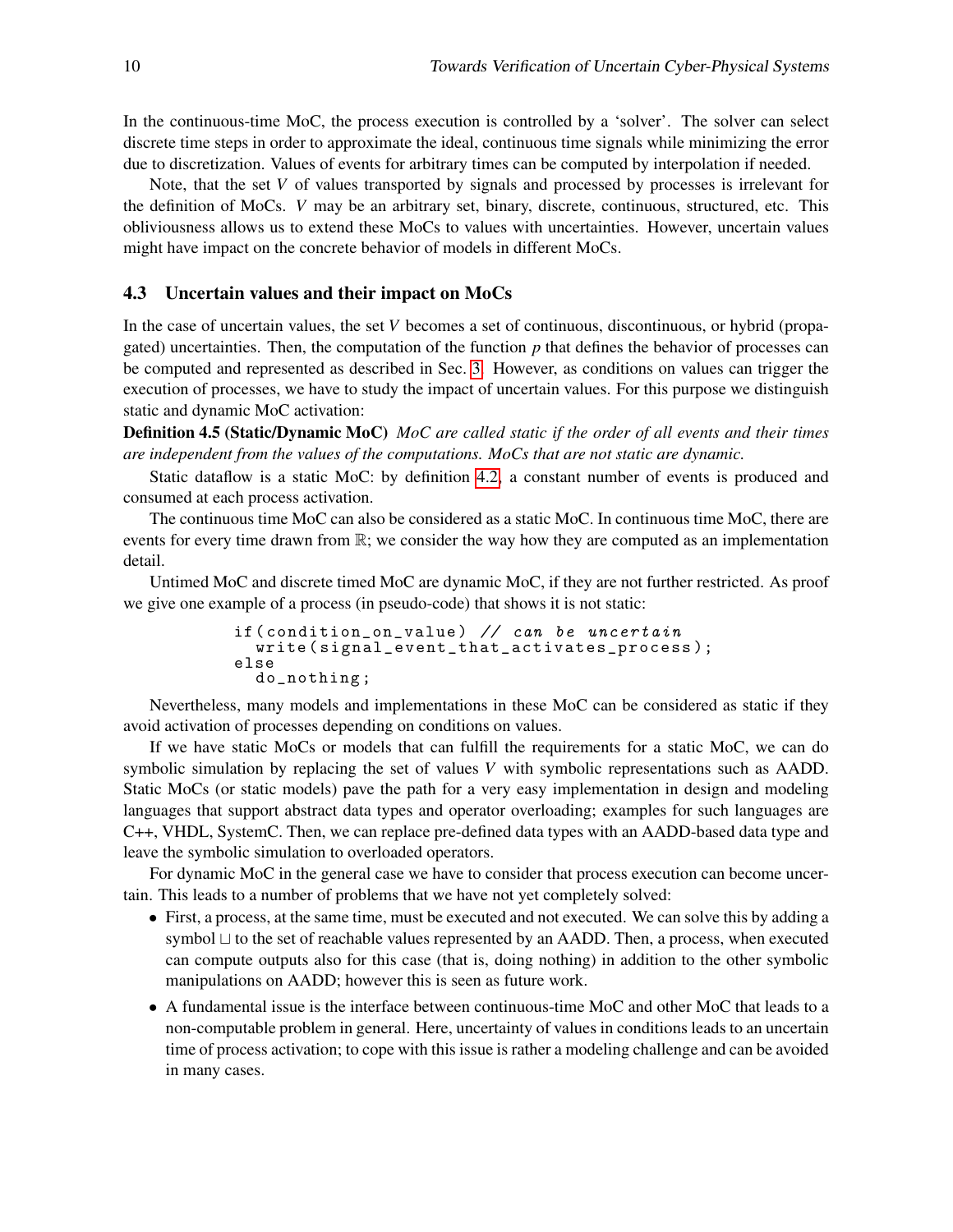In the continuous-time MoC, the process execution is controlled by a 'solver'. The solver can select discrete time steps in order to approximate the ideal, continuous time signals while minimizing the error due to discretization. Values of events for arbitrary times can be computed by interpolation if needed.

Note, that the set $V$ of values transported by signals and processed by processes is irrelevant for the definition of MoCs. $V$ may be an arbitrary set, binary, discrete, continuous, structured, etc. This obliviousness allows us to extend these MoCs to values with uncertainties. However, uncertain values might have impact on the concrete behavior of models in different MoCs.

### 4.3 Uncertain values and their impact on MoCs

In the case of uncertain values, the set $V$ becomes a set of continuous, discontinuous, or hybrid (propagated) uncertainties. Then, the computation of the function $p$ that defines the behavior of processes can be computed and represented as described in Sec. 3. However, as conditions on values can trigger the execution of processes, we have to study the impact of uncertain values. For this purpose we distinguish static and dynamic MoC activation:

**Definition 4.5 (Static/Dynamic MoC)** *MoC are called static if the order of all events and their times are independent from the values of the computations. MoCs that are not static are dynamic.*

Static dataflow is a static MoC: by definition 4.2, a constant number of events is produced and consumed at each process activation.

The continuous time MoC can also be considered as a static MoC. In continuous time MoC, there are events for every time drawn from $\mathbb{R}$; we consider the way how they are computed as an implementation detail.

Untimed MoC and discrete timed MoC are dynamic MoC, if they are not further restricted. As proof we give one example of a process (in pseudo-code) that shows it is not static:

```
if(condition_on_value) // can be uncertain
  write(signal_event_that_activates_process);
else
  do_nothing;
```

Nevertheless, many models and implementations in these MoC can be considered as static if they avoid activation of processes depending on conditions on values.

If we have static MoCs or models that can fulfill the requirements for a static MoC, we can do symbolic simulation by replacing the set of values $V$ with symbolic representations such as AADD. Static MoCs (or static models) pave the path for a very easy implementation in design and modeling languages that support abstract data types and operator overloading; examples for such languages are C++, VHDL, SystemC. Then, we can replace pre-defined data types with an AADD-based data type and leave the symbolic simulation to overloaded operators.

For dynamic MoC in the general case we have to consider that process execution can become uncertain. This leads to a number of problems that we have not yet completely solved:

- First, a process, at the same time, must be executed and not executed. We can solve this by adding a symbol $\sqcup$ to the set of reachable values represented by an AADD. Then, a process, when executed can compute outputs also for this case (that is, doing nothing) in addition to the other symbolic manipulations on AADD; however this is seen as future work.
- A fundamental issue is the interface between continuous-time MoC and other MoC that leads to a non-computable problem in general. Here, uncertainty of values in conditions leads to an uncertain time of process activation; to cope with this issue is rather a modeling challenge and can be avoided in many cases.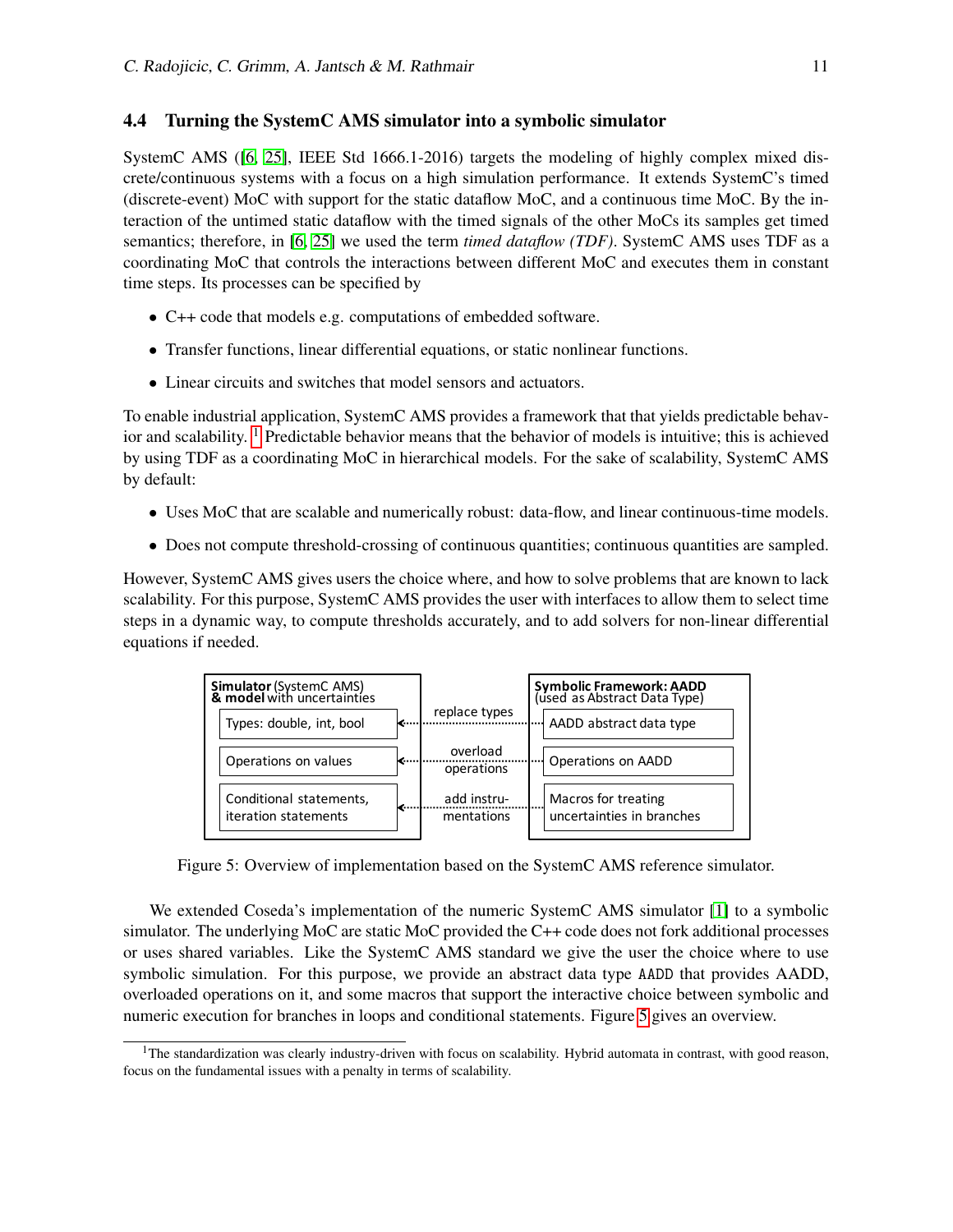### 4.4 Turning the SystemC AMS simulator into a symbolic simulator

SystemC AMS ([6, 25], IEEE Std 1666.1-2016) targets the modeling of highly complex mixed discrete/continuous systems with a focus on a high simulation performance. It extends SystemC's timed (discrete-event) MoC with support for the static dataflow MoC, and a continuous time MoC. By the interaction of the untimed static dataflow with the timed signals of the other MoCs its samples get timed semantics; therefore, in [6, 25] we used the term *timed dataflow (TDF)*. SystemC AMS uses TDF as a coordinating MoC that controls the interactions between different MoC and executes them in constant time steps. Its processes can be specified by

- C++ code that models e.g. computations of embedded software.
- Transfer functions, linear differential equations, or static nonlinear functions.
- Linear circuits and switches that model sensors and actuators.

To enable industrial application, SystemC AMS provides a framework that that yields predictable behavior and scalability. [1] Predictable behavior means that the behavior of models is intuitive; this is achieved by using TDF as a coordinating MoC in hierarchical models. For the sake of scalability, SystemC AMS by default:

- Uses MoC that are scalable and numerically robust: data-flow, and linear continuous-time models.
- Does not compute threshold-crossing of continuous quantities; continuous quantities are sampled.

However, SystemC AMS gives users the choice where, and how to solve problems that are known to lack scalability. For this purpose, SystemC AMS provides the user with interfaces to allow them to select time steps in a dynamic way, to compute thresholds accurately, and to add solvers for non-linear differential equations if needed.

| **Simulator** (SystemC AMS) **& model** with uncertainties | | **Symbolic Framework: AADD** (used as Abstract Data Type) |
| --- | --- | --- |
| Types: double, int, bool | ← replace types | AADD abstract data type |
| Operations on values | ← overload operations | Operations on AADD |
| Conditional statements, iteration statements | ← add instrumentations | Macros for treating uncertainties in branches |

Figure 5: Overview of implementation based on the SystemC AMS reference simulator.

We extended Coseda's implementation of the numeric SystemC AMS simulator [1] to a symbolic simulator. The underlying MoC are static MoC provided the C++ code does not fork additional processes or uses shared variables. Like the SystemC AMS standard we give the user the choice where to use symbolic simulation. For this purpose, we provide an abstract data type AADD that provides AADD, overloaded operations on it, and some macros that support the interactive choice between symbolic and numeric execution for branches in loops and conditional statements. Figure 5 gives an overview.

[1] The standardization was clearly industry-driven with focus on scalability. Hybrid automata in contrast, with good reason, focus on the fundamental issues with a penalty in terms of scalability.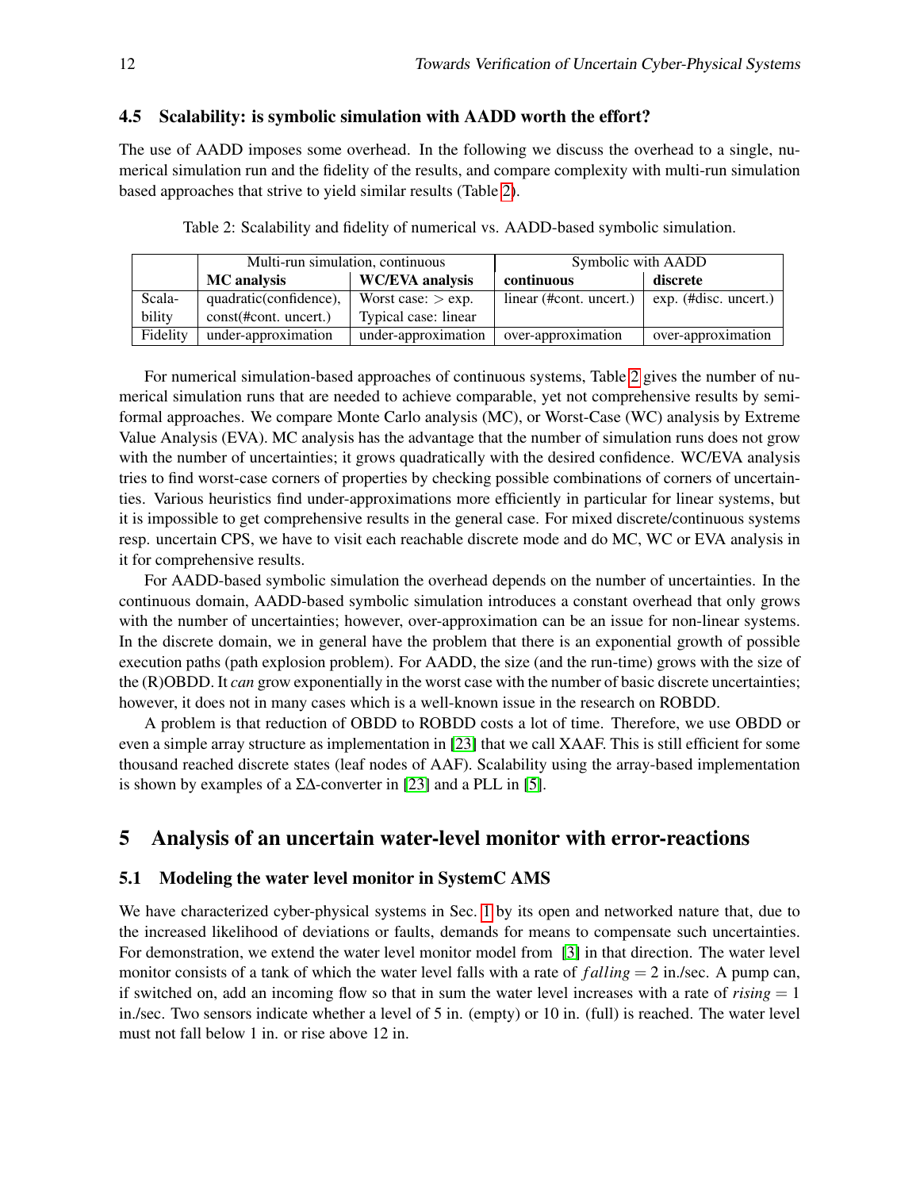### 4.5 Scalability: is symbolic simulation with AADD worth the effort?

The use of AADD imposes some overhead. In the following we discuss the overhead to a single, numerical simulation run and the fidelity of the results, and compare complexity with multi-run simulation based approaches that strive to yield similar results (Table 2).

Table 2: Scalability and fidelity of numerical vs. AADD-based symbolic simulation.

| | Multi-run simulation, continuous | | Symbolic with AADD | |
|---|---|---|---|---|
| | **MC analysis** | **WC/EVA analysis** | **continuous** | **discrete** |
| Scalability | quadratic(confidence), const(#cont. uncert.) | Worst case: > exp. Typical case: linear | linear (#cont. uncert.) | exp. (#disc. uncert.) |
| Fidelity | under-approximation | under-approximation | over-approximation | over-approximation |

For numerical simulation-based approaches of continuous systems, Table 2 gives the number of numerical simulation runs that are needed to achieve comparable, yet not comprehensive results by semi-formal approaches. We compare Monte Carlo analysis (MC), or Worst-Case (WC) analysis by Extreme Value Analysis (EVA). MC analysis has the advantage that the number of simulation runs does not grow with the number of uncertainties; it grows quadratically with the desired confidence. WC/EVA analysis tries to find worst-case corners of properties by checking possible combinations of corners of uncertainties. Various heuristics find under-approximations more efficiently in particular for linear systems, but it is impossible to get comprehensive results in the general case. For mixed discrete/continuous systems resp. uncertain CPS, we have to visit each reachable discrete mode and do MC, WC or EVA analysis in it for comprehensive results.

For AADD-based symbolic simulation the overhead depends on the number of uncertainties. In the continuous domain, AADD-based symbolic simulation introduces a constant overhead that only grows with the number of uncertainties; however, over-approximation can be an issue for non-linear systems. In the discrete domain, we in general have the problem that there is an exponential growth of possible execution paths (path explosion problem). For AADD, the size (and the run-time) grows with the size of the (R)OBDD. It *can* grow exponentially in the worst case with the number of basic discrete uncertainties; however, it does not in many cases which is a well-known issue in the research on ROBDD.

A problem is that reduction of OBDD to ROBDD costs a lot of time. Therefore, we use OBDD or even a simple array structure as implementation in [23] that we call XAAF. This is still efficient for some thousand reached discrete states (leaf nodes of AAF). Scalability using the array-based implementation is shown by examples of a $\Sigma\Delta$-converter in [23] and a PLL in [5].

## 5 Analysis of an uncertain water-level monitor with error-reactions

### 5.1 Modeling the water level monitor in SystemC AMS

We have characterized cyber-physical systems in Sec. 1 by its open and networked nature that, due to the increased likelihood of deviations or faults, demands for means to compensate such uncertainties. For demonstration, we extend the water level monitor model from [3] in that direction. The water level monitor consists of a tank of which the water level falls with a rate of $falling = 2$ in./sec. A pump can, if switched on, add an incoming flow so that in sum the water level increases with a rate of $rising = 1$ in./sec. Two sensors indicate whether a level of 5 in. (empty) or 10 in. (full) is reached. The water level must not fall below 1 in. or rise above 12 in.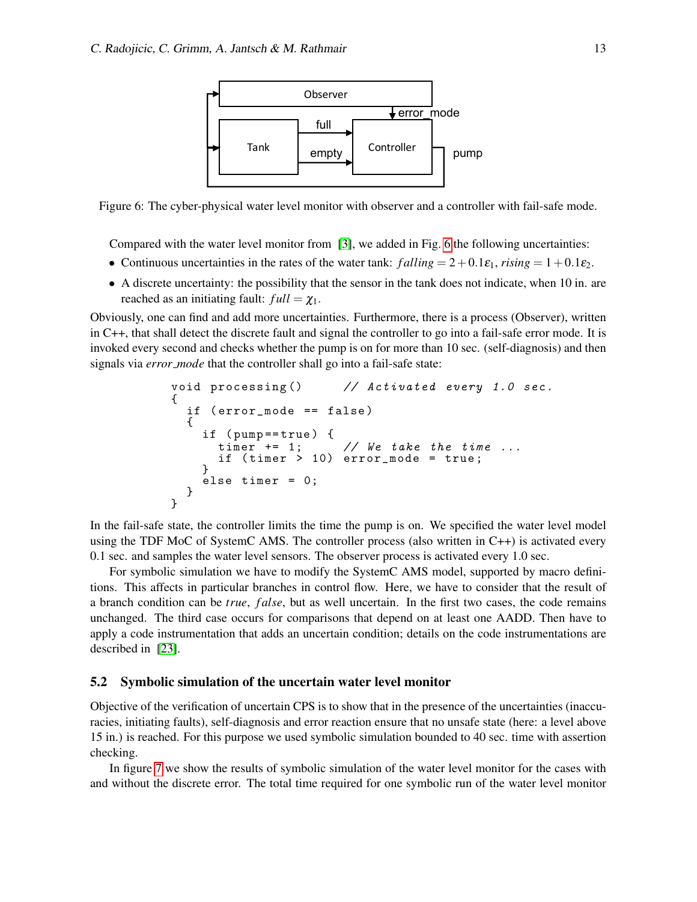Figure 6: The cyber-physical water level monitor with observer and a controller with fail-safe mode.

Compared with the water level monitor from [3], we added in Fig. 6 the following uncertainties:

- Continuous uncertainties in the rates of the water tank: $falling = 2 + 0.1\varepsilon_1$, $rising = 1 + 0.1\varepsilon_2$.
- A discrete uncertainty: the possibility that the sensor in the tank does not indicate, when 10 in. are reached as an initiating fault: $full = \chi_1$.

Obviously, one can find and add more uncertainties. Furthermore, there is a process (Observer), written in C++, that shall detect the discrete fault and signal the controller to go into a fail-safe error mode. It is invoked every second and checks whether the pump is on for more than 10 sec. (self-diagnosis) and then signals via *error_mode* that the controller shall go into a fail-safe state:

```
void processing()     // Activated every 1.0 sec.
{
  if (error_mode == false)
  {
    if (pump==true) {
      timer += 1;     // We take the time ...
      if (timer > 10) error_mode = true;
    }
    else timer = 0;
  }
}
```

In the fail-safe state, the controller limits the time the pump is on. We specified the water level model using the TDF MoC of SystemC AMS. The controller process (also written in C++) is activated every 0.1 sec. and samples the water level sensors. The observer process is activated every 1.0 sec.

For symbolic simulation we have to modify the SystemC AMS model, supported by macro definitions. This affects in particular branches in control flow. Here, we have to consider that the result of a branch condition can be *true*, *false*, but as well uncertain. In the first two cases, the code remains unchanged. The third case occurs for comparisons that depend on at least one AADD. Then have to apply a code instrumentation that adds an uncertain condition; details on the code instrumentations are described in [23].

### 5.2 Symbolic simulation of the uncertain water level monitor

Objective of the verification of uncertain CPS is to show that in the presence of the uncertainties (inaccuracies, initiating faults), self-diagnosis and error reaction ensure that no unsafe state (here: a level above 15 in.) is reached. For this purpose we used symbolic simulation bounded to 40 sec. time with assertion checking.

In figure 7 we show the results of symbolic simulation of the water level monitor for the cases with and without the discrete error. The total time required for one symbolic run of the water level monitor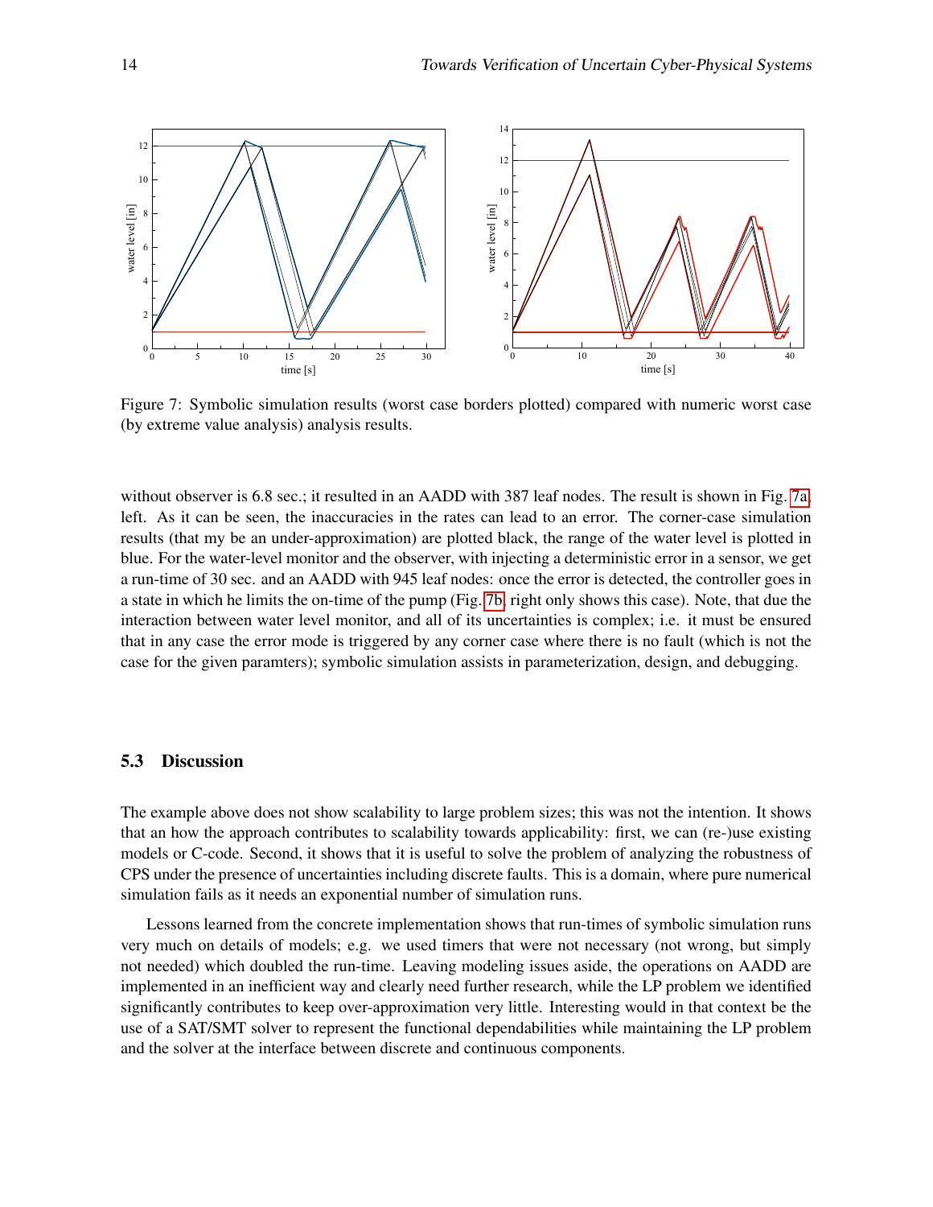Figure 7: Symbolic simulation results (worst case borders plotted) compared with numeric worst case (by extreme value analysis) analysis results.

without observer is 6.8 sec.; it resulted in an AADD with 387 leaf nodes. The result is shown in Fig. 7a, left. As it can be seen, the inaccuracies in the rates can lead to an error. The corner-case simulation results (that my be an under-approximation) are plotted black, the range of the water level is plotted in blue. For the water-level monitor and the observer, with injecting a deterministic error in a sensor, we get a run-time of 30 sec. and an AADD with 945 leaf nodes: once the error is detected, the controller goes in a state in which he limits the on-time of the pump (Fig. 7b, right only shows this case). Note, that due the interaction between water level monitor, and all of its uncertainties is complex; i.e. it must be ensured that in any case the error mode is triggered by any corner case where there is no fault (which is not the case for the given paramters); symbolic simulation assists in parameterization, design, and debugging.

### 5.3 Discussion

The example above does not show scalability to large problem sizes; this was not the intention. It shows that an how the approach contributes to scalability towards applicability: first, we can (re-)use existing models or C-code. Second, it shows that it is useful to solve the problem of analyzing the robustness of CPS under the presence of uncertainties including discrete faults. This is a domain, where pure numerical simulation fails as it needs an exponential number of simulation runs.

Lessons learned from the concrete implementation shows that run-times of symbolic simulation runs very much on details of models; e.g. we used timers that were not necessary (not wrong, but simply not needed) which doubled the run-time. Leaving modeling issues aside, the operations on AADD are implemented in an inefficient way and clearly need further research, while the LP problem we identified significantly contributes to keep over-approximation very little. Interesting would in that context be the use of a SAT/SMT solver to represent the functional dependabilities while maintaining the LP problem and the solver at the interface between discrete and continuous components.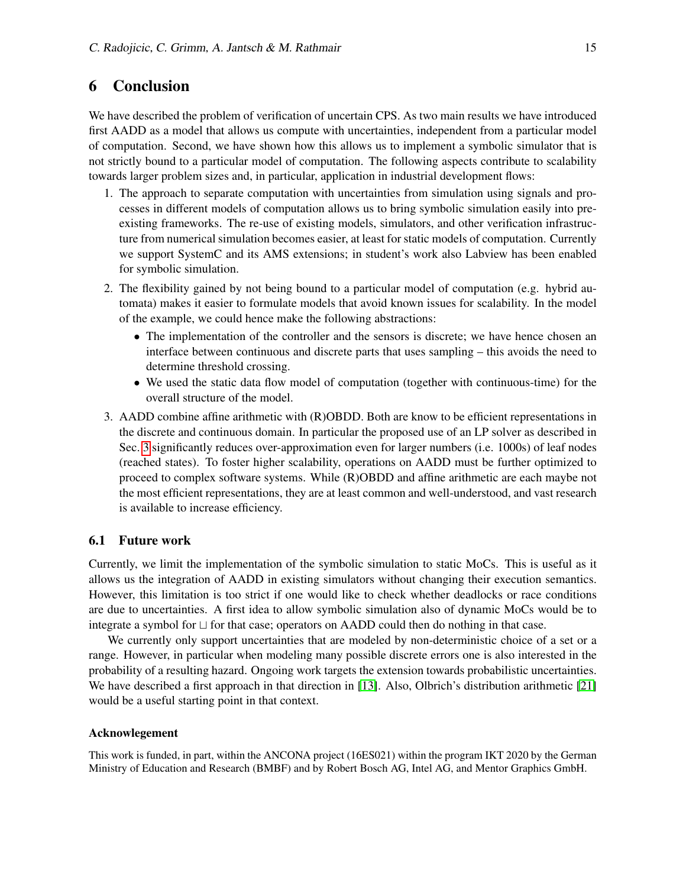# 6 Conclusion

We have described the problem of verification of uncertain CPS. As two main results we have introduced first AADD as a model that allows us compute with uncertainties, independent from a particular model of computation. Second, we have shown how this allows us to implement a symbolic simulator that is not strictly bound to a particular model of computation. The following aspects contribute to scalability towards larger problem sizes and, in particular, application in industrial development flows:

1. The approach to separate computation with uncertainties from simulation using signals and processes in different models of computation allows us to bring symbolic simulation easily into pre-existing frameworks. The re-use of existing models, simulators, and other verification infrastructure from numerical simulation becomes easier, at least for static models of computation. Currently we support SystemC and its AMS extensions; in student's work also Labview has been enabled for symbolic simulation.
2. The flexibility gained by not being bound to a particular model of computation (e.g. hybrid automata) makes it easier to formulate models that avoid known issues for scalability. In the model of the example, we could hence make the following abstractions:
   - The implementation of the controller and the sensors is discrete; we have hence chosen an interface between continuous and discrete parts that uses sampling – this avoids the need to determine threshold crossing.
   - We used the static data flow model of computation (together with continuous-time) for the overall structure of the model.
3. AADD combine affine arithmetic with (R)OBDD. Both are know to be efficient representations in the discrete and continuous domain. In particular the proposed use of an LP solver as described in Sec. 3 significantly reduces over-approximation even for larger numbers (i.e. 1000s) of leaf nodes (reached states). To foster higher scalability, operations on AADD must be further optimized to proceed to complex software systems. While (R)OBDD and affine arithmetic are each maybe not the most efficient representations, they are at least common and well-understood, and vast research is available to increase efficiency.

## 6.1 Future work

Currently, we limit the implementation of the symbolic simulation to static MoCs. This is useful as it allows us the integration of AADD in existing simulators without changing their execution semantics. However, this limitation is too strict if one would like to check whether deadlocks or race conditions are due to uncertainties. A first idea to allow symbolic simulation also of dynamic MoCs would be to integrate a symbol for $\sqcup$ for that case; operators on AADD could then do nothing in that case.

We currently only support uncertainties that are modeled by non-deterministic choice of a set or a range. However, in particular when modeling many possible discrete errors one is also interested in the probability of a resulting hazard. Ongoing work targets the extension towards probabilistic uncertainties. We have described a first approach in that direction in [13]. Also, Olbrich's distribution arithmetic [21] would be a useful starting point in that context.

### Acknowlegement

This work is funded, in part, within the ANCONA project (16ES021) within the program IKT 2020 by the German Ministry of Education and Research (BMBF) and by Robert Bosch AG, Intel AG, and Mentor Graphics GmbH.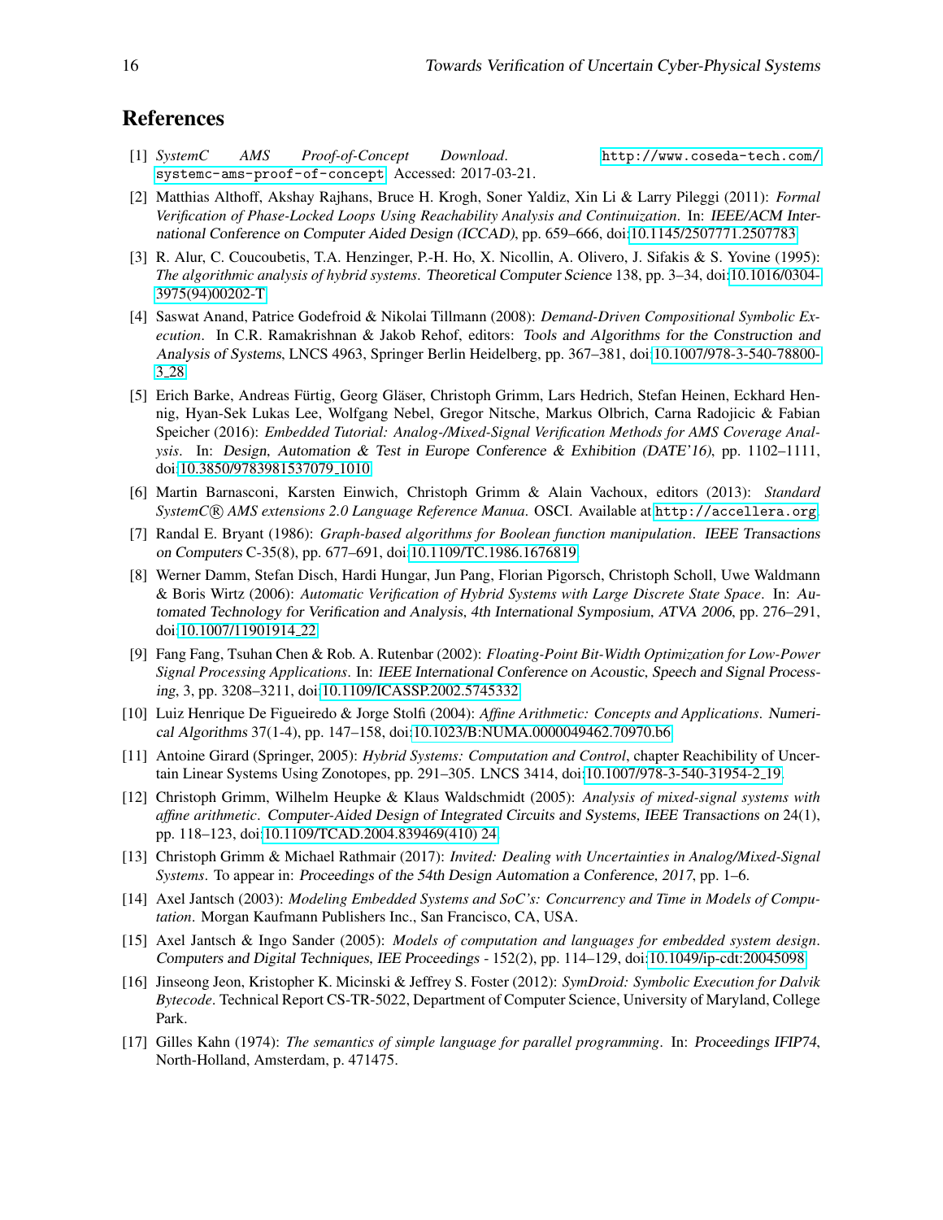## References

[1] *SystemC AMS Proof-of-Concept Download*. http://www.coseda-tech.com/systemc-ams-proof-of-concept. Accessed: 2017-03-21.

[2] Matthias Althoff, Akshay Rajhans, Bruce H. Krogh, Soner Yaldiz, Xin Li & Larry Pileggi (2011): *Formal Verification of Phase-Locked Loops Using Reachability Analysis and Continuization*. In: IEEE/ACM International Conference on Computer Aided Design (ICCAD), pp. 659–666, doi:10.1145/2507771.2507783.

[3] R. Alur, C. Coucoubetis, T.A. Henzinger, P.-H. Ho, X. Nicollin, A. Olivero, J. Sifakis & S. Yovine (1995): *The algorithmic analysis of hybrid systems*. Theoretical Computer Science 138, pp. 3–34, doi:10.1016/0304-3975(94)00202-T.

[4] Saswat Anand, Patrice Godefroid & Nikolai Tillmann (2008): *Demand-Driven Compositional Symbolic Execution*. In C.R. Ramakrishnan & Jakob Rehof, editors: Tools and Algorithms for the Construction and Analysis of Systems, LNCS 4963, Springer Berlin Heidelberg, pp. 367–381, doi:10.1007/978-3-540-78800-3_28.

[5] Erich Barke, Andreas Fürtig, Georg Gläser, Christoph Grimm, Lars Hedrich, Stefan Heinen, Eckhard Hennig, Hyan-Sek Lukas Lee, Wolfgang Nebel, Gregor Nitsche, Markus Olbrich, Carna Radojicic & Fabian Speicher (2016): *Embedded Tutorial: Analog-/Mixed-Signal Verification Methods for AMS Coverage Analysis*. In: Design, Automation & Test in Europe Conference & Exhibition (DATE'16), pp. 1102–1111, doi:10.3850/9783981537079_1010.

[6] Martin Barnasconi, Karsten Einwich, Christoph Grimm & Alain Vachoux, editors (2013): *Standard SystemC® AMS extensions 2.0 Language Reference Manua*. OSCI. Available at http://accellera.org.

[7] Randal E. Bryant (1986): *Graph-based algorithms for Boolean function manipulation*. IEEE Transactions on Computers C-35(8), pp. 677–691, doi:10.1109/TC.1986.1676819.

[8] Werner Damm, Stefan Disch, Hardi Hungar, Jun Pang, Florian Pigorsch, Christoph Scholl, Uwe Waldmann & Boris Wirtz (2006): *Automatic Verification of Hybrid Systems with Large Discrete State Space*. In: Automated Technology for Verification and Analysis, 4th International Symposium, ATVA 2006, pp. 276–291, doi:10.1007/11901914_22.

[9] Fang Fang, Tsuhan Chen & Rob. A. Rutenbar (2002): *Floating-Point Bit-Width Optimization for Low-Power Signal Processing Applications*. In: IEEE International Conference on Acoustic, Speech and Signal Processing, 3, pp. 3208–3211, doi:10.1109/ICASSP.2002.5745332.

[10] Luiz Henrique De Figueiredo & Jorge Stolfi (2004): *Affine Arithmetic: Concepts and Applications*. Numerical Algorithms 37(1-4), pp. 147–158, doi:10.1023/B:NUMA.0000049462.70970.b6.

[11] Antoine Girard (Springer, 2005): *Hybrid Systems: Computation and Control*, chapter Reachibility of Uncertain Linear Systems Using Zonotopes, pp. 291–305. LNCS 3414, doi:10.1007/978-3-540-31954-2_19.

[12] Christoph Grimm, Wilhelm Heupke & Klaus Waldschmidt (2005): *Analysis of mixed-signal systems with affine arithmetic*. Computer-Aided Design of Integrated Circuits and Systems, IEEE Transactions on 24(1), pp. 118–123, doi:10.1109/TCAD.2004.839469(410) 24.

[13] Christoph Grimm & Michael Rathmair (2017): *Invited: Dealing with Uncertainties in Analog/Mixed-Signal Systems*. To appear in: Proceedings of the 54th Design Automation a Conference, 2017, pp. 1–6.

[14] Axel Jantsch (2003): *Modeling Embedded Systems and SoC's: Concurrency and Time in Models of Computation*. Morgan Kaufmann Publishers Inc., San Francisco, CA, USA.

[15] Axel Jantsch & Ingo Sander (2005): *Models of computation and languages for embedded system design*. Computers and Digital Techniques, IEE Proceedings - 152(2), pp. 114–129, doi:10.1049/ip-cdt:20045098.

[16] Jinseong Jeon, Kristopher K. Micinski & Jeffrey S. Foster (2012): *SymDroid: Symbolic Execution for Dalvik Bytecode*. Technical Report CS-TR-5022, Department of Computer Science, University of Maryland, College Park.

[17] Gilles Kahn (1974): *The semantics of simple language for parallel programming*. In: Proceedings IFIP74, North-Holland, Amsterdam, p. 471475.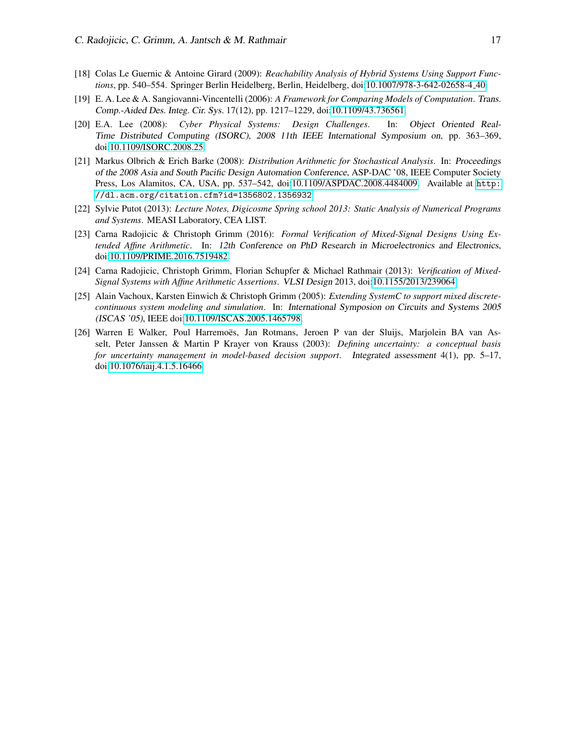[18] Colas Le Guernic & Antoine Girard (2009): *Reachability Analysis of Hybrid Systems Using Support Functions*, pp. 540–554. Springer Berlin Heidelberg, Berlin, Heidelberg, doi:10.1007/978-3-642-02658-4_40.

[19] E. A. Lee & A. Sangiovanni-Vincentelli (2006): *A Framework for Comparing Models of Computation*. Trans. Comp.-Aided Des. Integ. Cir. Sys. 17(12), pp. 1217–1229, doi:10.1109/43.736561.

[20] E.A. Lee (2008): *Cyber Physical Systems: Design Challenges*. In: Object Oriented Real-Time Distributed Computing (ISORC), 2008 11th IEEE International Symposium on, pp. 363–369, doi:10.1109/ISORC.2008.25.

[21] Markus Olbrich & Erich Barke (2008): *Distribution Arithmetic for Stochastical Analysis*. In: Proceedings of the 2008 Asia and South Pacific Design Automation Conference, ASP-DAC '08, IEEE Computer Society Press, Los Alamitos, CA, USA, pp. 537–542, doi:10.1109/ASPDAC.2008.4484009. Available at `http://dl.acm.org/citation.cfm?id=1356802.1356932`.

[22] Sylvie Putot (2013): *Lecture Notes, Digicosme Spring school 2013: Static Analysis of Numerical Programs and Systems*. MEASI Laboratory, CEA LIST.

[23] Carna Radojicic & Christoph Grimm (2016): *Formal Verification of Mixed-Signal Designs Using Extended Affine Arithmetic*. In: 12th Conference on PhD Research in Microelectronics and Electronics, doi:10.1109/PRIME.2016.7519482.

[24] Carna Radojicic, Christoph Grimm, Florian Schupfer & Michael Rathmair (2013): *Verification of Mixed-Signal Systems with Affine Arithmetic Assertions*. VLSI Design 2013, doi:10.1155/2013/239064.

[25] Alain Vachoux, Karsten Einwich & Christoph Grimm (2005): *Extending SystemC to support mixed discrete-continuous system modeling and simulation*. In: International Symposion on Circuits and Systems 2005 (ISCAS '05), IEEE doi:10.1109/ISCAS.2005.1465798.

[26] Warren E Walker, Poul Harremoës, Jan Rotmans, Jeroen P van der Sluijs, Marjolein BA van Asselt, Peter Janssen & Martin P Krayer von Krauss (2003): *Defining uncertainty: a conceptual basis for uncertainty management in model-based decision support*. Integrated assessment 4(1), pp. 5–17, doi:10.1076/iaij.4.1.5.16466.